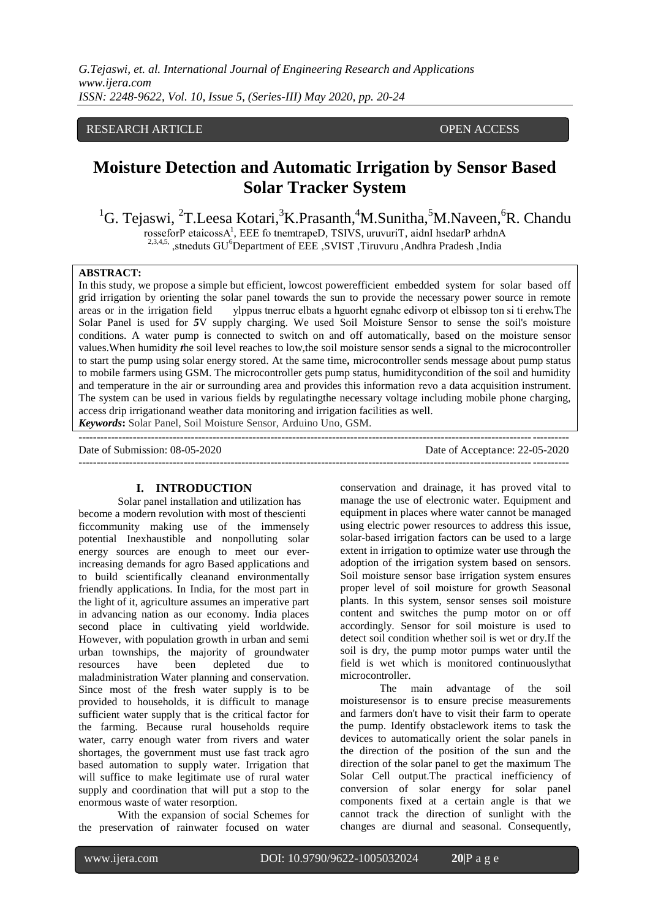RESEARCH ARTICLE OPEN ACCESS

# Moisture Detection and Automatic Irrigation by Sensor Based Solar Tracker System

[1]G. Tejaswi, [2]T.Leesa Kotari,[3]K.Prasanth,[4]M.Sunitha,[5]M.Naveen,[6]R. Chandu

rosseforP etaicossA[1], EEE fo tnemtrapeD, TSIVS, uruvuriT, aidnI hsedarP arhdnA
[2,3,4,5,] ,stneduts GU[6]Department of EEE ,SVIST ,Tiruvuru ,Andhra Pradesh ,India

**ABSTRACT:**
In this study, we propose a simple but efficient, lowcost powerefficient embedded system for solar based off grid irrigation by orienting the solar panel towards the sun to provide the necessary power source in remote areas or in the irrigation field ylppus tnerruc elbats a hguorht egnahc edivorp ot elbissop ton si ti erehw**.**The Solar Panel is used for ***5***V supply charging. We used Soil Moisture Sensor to sense the soil's moisture conditions. A water pump is connected to switch on and off automatically, based on the moisture sensor values.When humidity ***t***he soil level reaches to low,the soil moisture sensor sends a signal to the microcontroller to start the pump using solar energy stored. At the same time**,** microcontroller sends message about pump status to mobile farmers using GSM. The microcontroller gets pump status, humiditycondition of the soil and humidity and temperature in the air or surrounding area and provides this information revo a data acquisition instrument. The system can be used in various fields by regulatingthe necessary voltage including mobile phone charging, access drip irrigationand weather data monitoring and irrigation facilities as well.

***Keywords*:** Solar Panel, Soil Moisture Sensor, Arduino Uno, GSM.

---

Date of Submission: 08-05-2020 Date of Acceptance: 22-05-2020

---

## I. INTRODUCTION

Solar panel installation and utilization has become a modern revolution with most of thescienti ficcommunity making use of the immensely potential Inexhaustible and nonpolluting solar energy sources are enough to meet our ever-increasing demands for agro Based applications and to build scientifically cleanand environmentally friendly applications. In India, for the most part in the light of it, agriculture assumes an imperative part in advancing nation as our economy. India places second place in cultivating yield worldwide. However, with population growth in urban and semi urban townships, the majority of groundwater resources have been depleted due to maladministration Water planning and conservation. Since most of the fresh water supply is to be provided to households, it is difficult to manage sufficient water supply that is the critical factor for the farming. Because rural households require water, carry enough water from rivers and water shortages, the government must use fast track agro based automation to supply water. Irrigation that will suffice to make legitimate use of rural water supply and coordination that will put a stop to the enormous waste of water resorption.

With the expansion of social Schemes for the preservation of rainwater focused on water conservation and drainage, it has proved vital to manage the use of electronic water. Equipment and equipment in places where water cannot be managed using electric power resources to address this issue, solar-based irrigation factors can be used to a large extent in irrigation to optimize water use through the adoption of the irrigation system based on sensors. Soil moisture sensor base irrigation system ensures proper level of soil moisture for growth Seasonal plants. In this system, sensor senses soil moisture content and switches the pump motor on or off accordingly. Sensor for soil moisture is used to detect soil condition whether soil is wet or dry.If the soil is dry, the pump motor pumps water until the field is wet which is monitored continuouslythat microcontroller.

The main advantage of the soil moisturesensor is to ensure precise measurements and farmers don't have to visit their farm to operate the pump. Identify obstaclework items to task the devices to automatically orient the solar panels in the direction of the position of the sun and the direction of the solar panel to get the maximum The Solar Cell output.The practical inefficiency of conversion of solar energy for solar panel components fixed at a certain angle is that we cannot track the direction of sunlight with the changes are diurnal and seasonal. Consequently,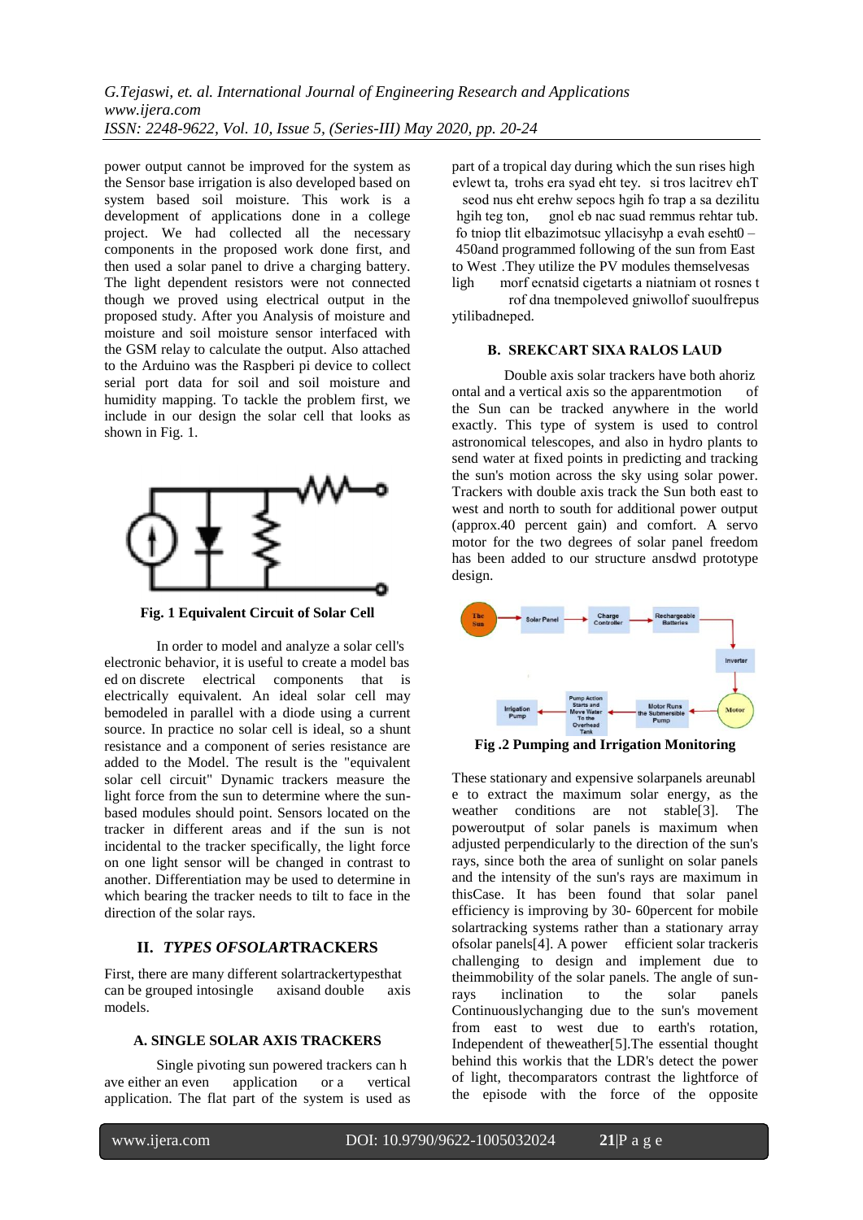power output cannot be improved for the system as the Sensor base irrigation is also developed based on system based soil moisture. This work is a development of applications done in a college project. We had collected all the necessary components in the proposed work done first, and then used a solar panel to drive a charging battery. The light dependent resistors were not connected though we proved using electrical output in the proposed study. After you Analysis of moisture and moisture and soil moisture sensor interfaced with the GSM relay to calculate the output. Also attached to the Arduino was the Raspberi pi device to collect serial port data for soil and soil moisture and humidity mapping. To tackle the problem first, we include in our design the solar cell that looks as shown in Fig. 1.

**Fig. 1 Equivalent Circuit of Solar Cell**

In order to model and analyze a solar cell's electronic behavior, it is useful to create a model based on discrete electrical components that is electrically equivalent. An ideal solar cell may bemodeled in parallel with a diode using a current source. In practice no solar cell is ideal, so a shunt resistance and a component of series resistance are added to the Model. The result is the "equivalent solar cell circuit" Dynamic trackers measure the light force from the sun to determine where the sun-based modules should point. Sensors located on the tracker in different areas and if the sun is not incidental to the tracker specifically, the light force on one light sensor will be changed in contrast to another. Differentiation may be used to determine in which bearing the tracker needs to tilt to face in the direction of the solar rays.

## II. *TYPES OFSOLAR*TRACKERS

First, there are many different solartrackertypesthat can be grouped intosingle axisand double axis models.

### A. SINGLE SOLAR AXIS TRACKERS

Single pivoting sun powered trackers can have either an even application or a vertical application. The flat part of the system is used as part of a tropical day during which the sun rises high evlewt ta, trohs era syad eht tey. si tros lacitrev ehT seod nus eht erehw sepocs hgih fo trap a sa dezilitu hgih teg ton, gnol eb nac suad remmus rehtar tub. fo tniop tlit elbazimotsuc yllacisyhp a evah eseht0 – 450and programmed following of the sun from East to West .They utilize the PV modules themselvesas ligh morf ecnatsid cigetarts a niatniam ot rosnes t rof dna tnempoleved gniwollof suoulfrepus ytilibadneped.

### B. SREKCART SIXA RALOS LAUD

Double axis solar trackers have both ahorizontal and a vertical axis so the apparentmotion of the Sun can be tracked anywhere in the world exactly. This type of system is used to control astronomical telescopes, and also in hydro plants to send water at fixed points in predicting and tracking the sun's motion across the sky using solar power. Trackers with double axis track the Sun both east to west and north to south for additional power output (approx.40 percent gain) and comfort. A servo motor for the two degrees of solar panel freedom has been added to our structure ansdwd prototype design.

**Fig .2 Pumping and Irrigation Monitoring**

These stationary and expensive solarpanels areunable to extract the maximum solar energy, as the weather conditions are not stable[3]. The poweroutput of solar panels is maximum when adjusted perpendicularly to the direction of the sun's rays, since both the area of sunlight on solar panels and the intensity of the sun's rays are maximum in thisCase. It has been found that solar panel efficiency is improving by 30- 60percent for mobile solartracking systems rather than a stationary array ofsolar panels[4]. A power efficient solar trackeris challenging to design and implement due to theimmobility of the solar panels. The angle of sun-rays inclination to the solar panels Continuouslychanging due to the sun's movement from east to west due to earth's rotation, Independent of theweather[5].The essential thought behind this workis that the LDR's detect the power of light, thecomparators contrast the lightforce of the episode with the force of the opposite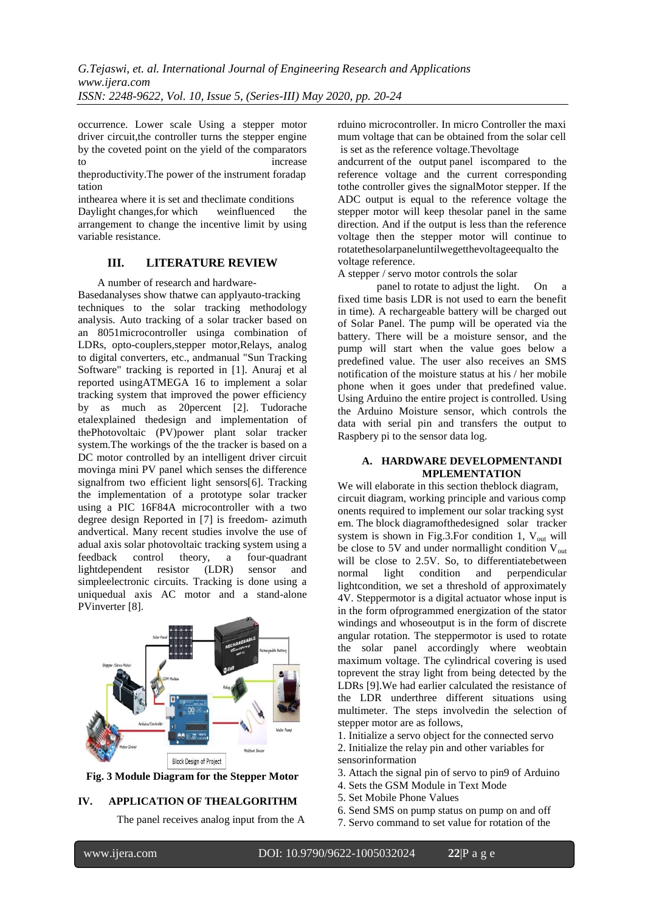occurrence. Lower scale Using a stepper motor driver circuit,the controller turns the stepper engine by the coveted point on the yield of the comparators to increase theproductivity.The power of the instrument foradap tation

inthearea where it is set and theclimate conditions Daylight changes,for which weinfluenced the arrangement to change the incentive limit by using variable resistance.

## III. LITERATURE REVIEW

A number of research and hardware-Basedanalyses show thatwe can applyauto-tracking techniques to the solar tracking methodology analysis. Auto tracking of a solar tracker based on an 8051microcontroller usinga combination of LDRs, opto-couplers,stepper motor,Relays, analog to digital converters, etc., andmanual "Sun Tracking Software" tracking is reported in [1]. Anuraj et al reported usingATMEGA 16 to implement a solar tracking system that improved the power efficiency by as much as 20percent [2]. Tudorache etalexplained thedesign and implementation of thePhotovoltaic (PV)power plant solar tracker system.The workings of the the tracker is based on a DC motor controlled by an intelligent driver circuit movinga mini PV panel which senses the difference signalfrom two efficient light sensors[6]. Tracking the implementation of a prototype solar tracker using a PIC 16F84A microcontroller with a two degree design Reported in [7] is freedom- azimuth andvertical. Many recent studies involve the use of adual axis solar photovoltaic tracking system using a feedback control theory, a four-quadrant lightdependent resistor (LDR) sensor and simpleelectronic circuits. Tracking is done using a uniquedual axis AC motor and a stand-alone PVinverter [8].

**Fig. 3 Module Diagram for the Stepper Motor**

## IV. APPLICATION OF THEALGORITHM

The panel receives analog input from the Arduino microcontroller. In micro Controller the maxi mum voltage that can be obtained from the solar cell is set as the reference voltage.Thevoltage andcurrent of the output panel iscompared to the reference voltage and the current corresponding tothe controller gives the signalMotor stepper. If the ADC output is equal to the reference voltage the stepper motor will keep thesolar panel in the same direction. And if the output is less than the reference voltage then the stepper motor will continue to rotatethesolarpaneluntilwegetthevoltageequalto the voltage reference.

A stepper / servo motor controls the solar panel to rotate to adjust the light. On a fixed time basis LDR is not used to earn the benefit in time). A rechargeable battery will be charged out of Solar Panel. The pump will be operated via the battery. There will be a moisture sensor, and the pump will start when the value goes below a predefined value. The user also receives an SMS notification of the moisture status at his / her mobile phone when it goes under that predefined value. Using Arduino the entire project is controlled. Using the Arduino Moisture sensor, which controls the data with serial pin and transfers the output to Raspbery pi to the sensor data log.

### A. HARDWARE DEVELOPMENTANDI MPLEMENTATION

We will elaborate in this section theblock diagram, circuit diagram, working principle and various comp onents required to implement our solar tracking syst em. The block diagramofthedesigned solar tracker system is shown in Fig.3.For condition 1, $V_{out}$ will be close to 5V and under normallight condition $V_{out}$ will be close to 2.5V. So, to differentiatebetween normal light condition and perpendicular lightcondition, we set a threshold of approximately 4V. Steppermotor is a digital actuator whose input is in the form ofprogrammed energization of the stator windings and whoseoutput is in the form of discrete angular rotation. The steppermotor is used to rotate the solar panel accordingly where weobtain maximum voltage. The cylindrical covering is used toprevent the stray light from being detected by the LDRs [9].We had earlier calculated the resistance of the LDR underthree different situations using multimeter. The steps involvedin the selection of stepper motor are as follows,

1. Initialize a servo object for the connected servo
2. Initialize the relay pin and other variables for sensorinformation
3. Attach the signal pin of servo to pin9 of Arduino
4. Sets the GSM Module in Text Mode
5. Set Mobile Phone Values
6. Send SMS on pump status on pump on and off
7. Servo command to set value for rotation of the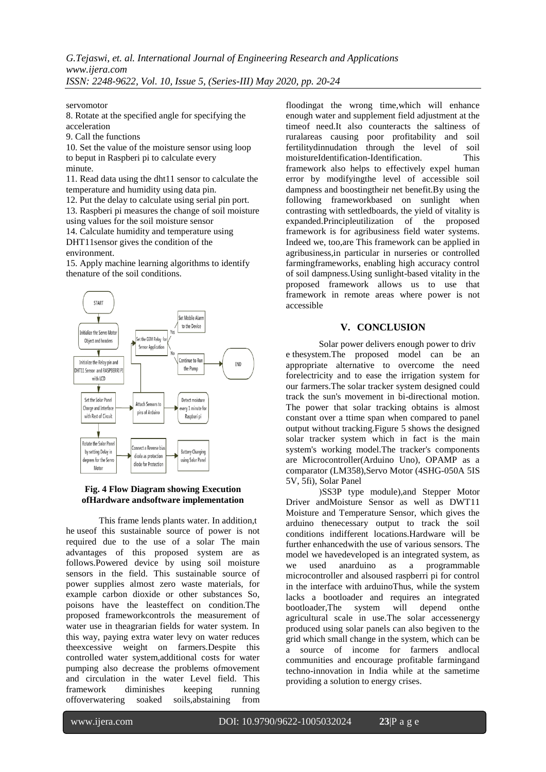servomotor

8. Rotate at the specified angle for specifying the acceleration
9. Call the functions
10. Set the value of the moisture sensor using loop to beput in Raspberi pi to calculate every minute.
11. Read data using the dht11 sensor to calculate the temperature and humidity using data pin.
12. Put the delay to calculate using serial pin port.
13. Raspberi pi measures the change of soil moisture using values for the soil moisture sensor
14. Calculate humidity and temperature using DHT11sensor gives the condition of the environment.
15. Apply machine learning algorithms to identify thenature of the soil conditions.

**Fig. 4 Flow Diagram showing Execution ofHardware andsoftware implementation**

This frame lends plants water. In addition,t he useof this sustainable source of power is not required due to the use of a solar The main advantages of this proposed system are as follows.Powered device by using soil moisture sensors in the field. This sustainable source of power supplies almost zero waste materials, for example carbon dioxide or other substances So, poisons have the leasteffect on condition.The proposed frameworkcontrols the measurement of water use in theagrarian fields for water system. In this way, paying extra water levy on water reduces theexcessive weight on farmers.Despite this controlled water system,additional costs for water pumping also decrease the problems ofmovement and circulation in the water Level field. This framework diminishes keeping running offoverwatering soaked soils,abstaining from floodingat the wrong time,which will enhance enough water and supplement field adjustment at the timeof need.It also counteracts the saltiness of ruralareas causing poor profitability and soil fertilitydinnudation through the level of soil moistureIdentification-Identification. This framework also helps to effectively expel human error by modifyingthe level of accessible soil dampness and boostingtheir net benefit.By using the following frameworkbased on sunlight when contrasting with settledboards, the yield of vitality is expanded.Principleutilization of the proposed framework is for agribusiness field water systems. Indeed we, too,are This framework can be applied in agribusiness,in particular in nurseries or controlled farmingframeworks, enabling high accuracy control of soil dampness.Using sunlight-based vitality in the proposed framework allows us to use that framework in remote areas where power is not accessible

## V. CONCLUSION

Solar power delivers enough power to driv e thesystem.The proposed model can be an appropriate alternative to overcome the need forelectricity and to ease the irrigation system for our farmers.The solar tracker system designed could track the sun's movement in bi-directional motion. The power that solar tracking obtains is almost constant over a ttime span when compared to panel output without tracking.Figure 5 shows the designed solar tracker system which in fact is the main system's working model.The tracker's components are Microcontroller(Arduino Uno), OPAMP as a comparator (LM358),Servo Motor (4SHG-050A 5IS 5V, 5fi), Solar Panel

)SS3P type module),and Stepper Motor Driver andMoisture Sensor as well as DWT11 Moisture and Temperature Sensor, which gives the arduino thenecessary output to track the soil conditions indifferent locations.Hardware will be further enhancedwith the use of various sensors. The model we havedeveloped is an integrated system, as we used anarduino as a programmable microcontroller and alsoused raspberri pi for control in the interface with arduinoThus, while the system lacks a bootloader and requires an integrated bootloader,The system will depend onthe agricultural scale in use.The solar accessenergy produced using solar panels can also begiven to the grid which small change in the system, which can be a source of income for farmers andlocal communities and encourage profitable farmingand techno-innovation in India while at the sametime providing a solution to energy crises.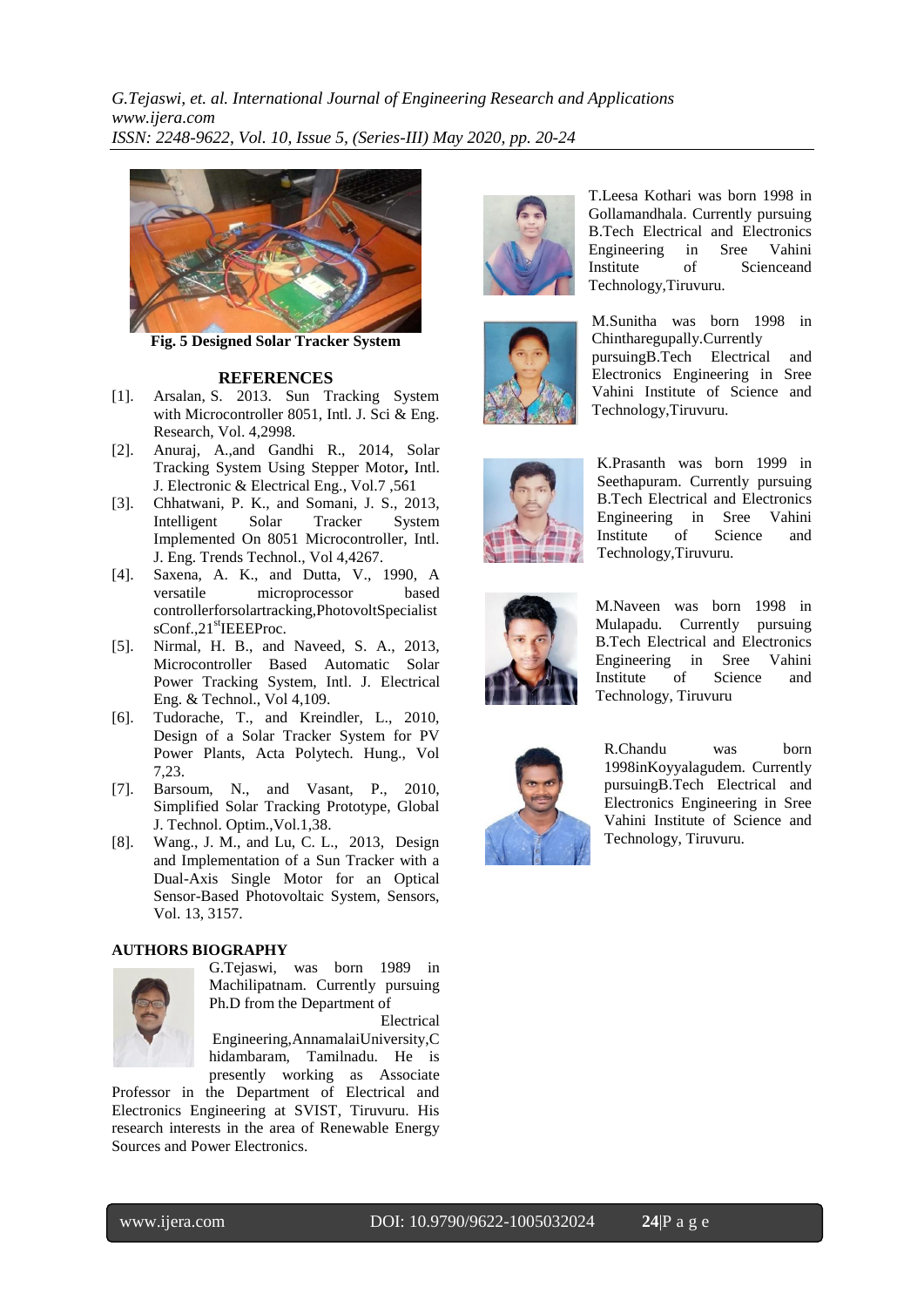**Fig. 5 Designed Solar Tracker System**

## REFERENCES

[1]. Arsalan, S. 2013. Sun Tracking System with Microcontroller 8051, Intl. J. Sci & Eng. Research, Vol. 4,2998.

[2]. Anuraj, A.,and Gandhi R., 2014, Solar Tracking System Using Stepper Motor**,** Intl. J. Electronic & Electrical Eng., Vol.7 ,561

[3]. Chhatwani, P. K., and Somani, J. S., 2013, Intelligent Solar Tracker System Implemented On 8051 Microcontroller, Intl. J. Eng. Trends Technol., Vol 4,4267.

[4]. Saxena, A. K., and Dutta, V., 1990, A versatile microprocessor based controllerforsolartracking,PhotovoltSpecialistsConf.,21stIEEEProc.

[5]. Nirmal, H. B., and Naveed, S. A., 2013, Microcontroller Based Automatic Solar Power Tracking System, Intl. J. Electrical Eng. & Technol., Vol 4,109.

[6]. Tudorache, T., and Kreindler, L., 2010, Design of a Solar Tracker System for PV Power Plants, Acta Polytech. Hung., Vol 7,23.

[7]. Barsoum, N., and Vasant, P., 2010, Simplified Solar Tracking Prototype, Global J. Technol. Optim.,Vol.1,38.

[8]. Wang., J. M., and Lu, C. L., 2013, Design and Implementation of a Sun Tracker with a Dual-Axis Single Motor for an Optical Sensor-Based Photovoltaic System, Sensors, Vol. 13, 3157.

## AUTHORS BIOGRAPHY

G.Tejaswi, was born 1989 in Machilipatnam. Currently pursuing Ph.D from the Department of Electrical Engineering,AnnamalaiUniversity,Chidambaram, Tamilnadu. He is presently working as Associate Professor in the Department of Electrical and Electronics Engineering at SVIST, Tiruvuru. His research interests in the area of Renewable Energy Sources and Power Electronics.

T.Leesa Kothari was born 1998 in Gollamandhala. Currently pursuing B.Tech Electrical and Electronics Engineering in Sree Vahini Institute of Scienceand Technology,Tiruvuru.

M.Sunitha was born 1998 in Chintharegupally.Currently pursuingB.Tech Electrical and Electronics Engineering in Sree Vahini Institute of Science and Technology,Tiruvuru.

K.Prasanth was born 1999 in Seethapuram. Currently pursuing B.Tech Electrical and Electronics Engineering in Sree Vahini Institute of Science and Technology,Tiruvuru.

M.Naveen was born 1998 in Mulapadu. Currently pursuing B.Tech Electrical and Electronics Engineering in Sree Vahini Institute of Science and Technology, Tiruvuru

R.Chandu was born 1998inKoyyalagudem. Currently pursuingB.Tech Electrical and Electronics Engineering in Sree Vahini Institute of Science and Technology, Tiruvuru.